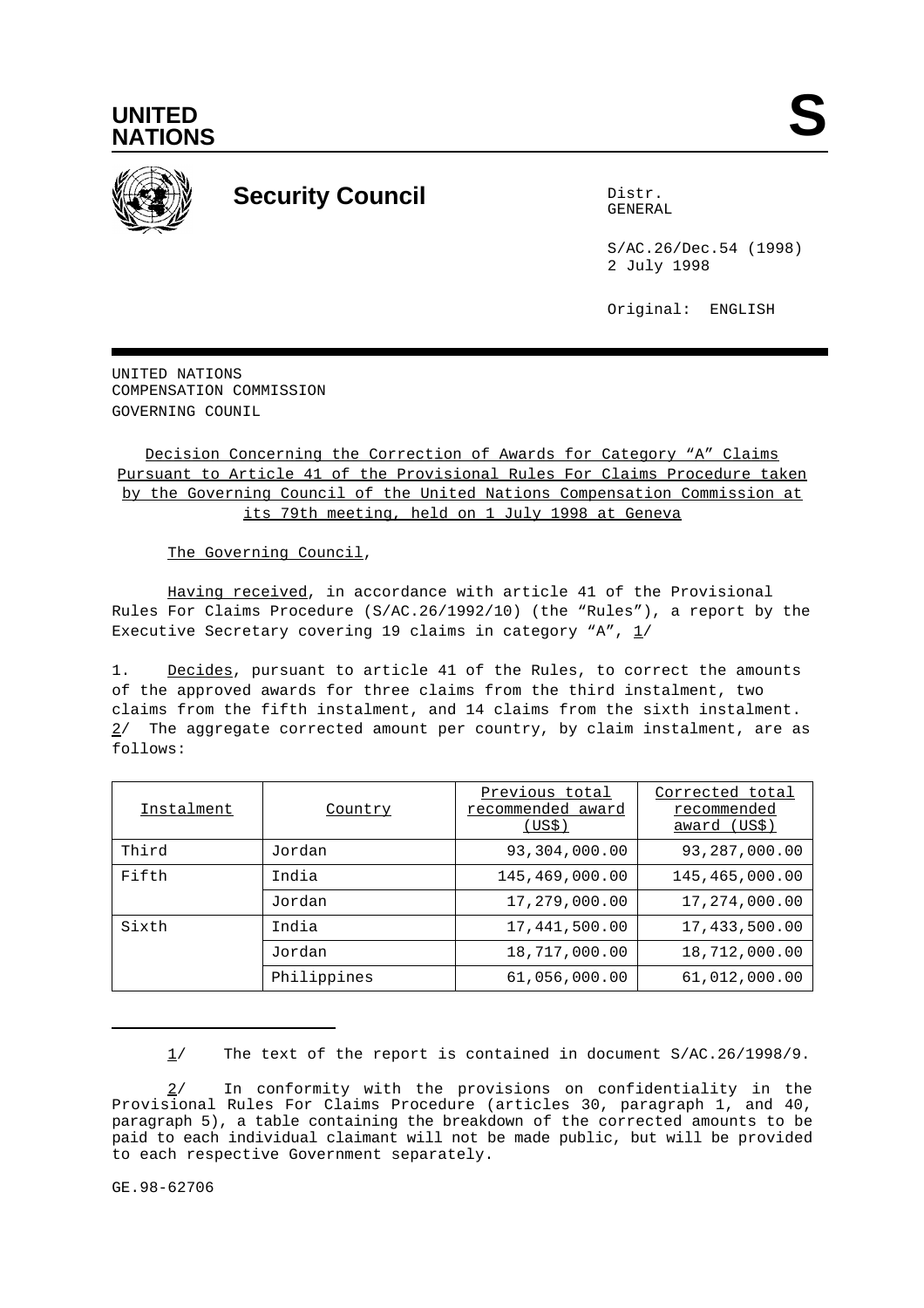UNITED NATIONS

# Security Council

Distr.
GENERAL

S/AC.26/Dec.54 (1998)
2 July 1998

Original: ENGLISH

UNITED NATIONS
COMPENSATION COMMISSION
GOVERNING COUNIL

Decision Concerning the Correction of Awards for Category "A" Claims Pursuant to Article 41 of the Provisional Rules For Claims Procedure taken by the Governing Council of the United Nations Compensation Commission at its 79th meeting, held on 1 July 1998 at Geneva

The Governing Council,

Having received, in accordance with article 41 of the Provisional Rules For Claims Procedure (S/AC.26/1992/10) (the "Rules"), a report by the Executive Secretary covering 19 claims in category "A", 1/

1. Decides, pursuant to article 41 of the Rules, to correct the amounts of the approved awards for three claims from the third instalment, two claims from the fifth instalment, and 14 claims from the sixth instalment. 2/ The aggregate corrected amount per country, by claim instalment, are as follows:

| Instalment | Country | Previous total recommended award (US$) | Corrected total recommended award (US$) |
|---|---|---|---|
| Third | Jordan | 93,304,000.00 | 93,287,000.00 |
| Fifth | India | 145,469,000.00 | 145,465,000.00 |
| | Jordan | 17,279,000.00 | 17,274,000.00 |
| Sixth | India | 17,441,500.00 | 17,433,500.00 |
| | Jordan | 18,717,000.00 | 18,712,000.00 |
| | Philippines | 61,056,000.00 | 61,012,000.00 |

1/ The text of the report is contained in document S/AC.26/1998/9.

2/ In conformity with the provisions on confidentiality in the Provisional Rules For Claims Procedure (articles 30, paragraph 1, and 40, paragraph 5), a table containing the breakdown of the corrected amounts to be paid to each individual claimant will not be made public, but will be provided to each respective Government separately.

GE.98-62706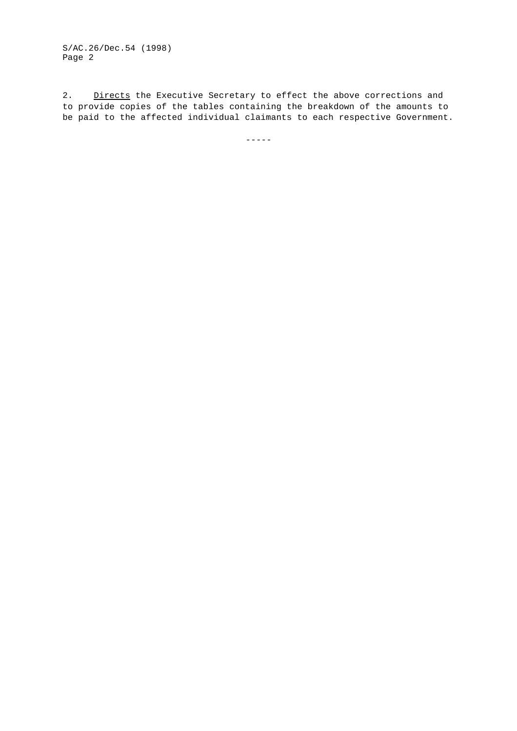2. Directs the Executive Secretary to effect the above corrections and to provide copies of the tables containing the breakdown of the amounts to be paid to the affected individual claimants to each respective Government.

-----